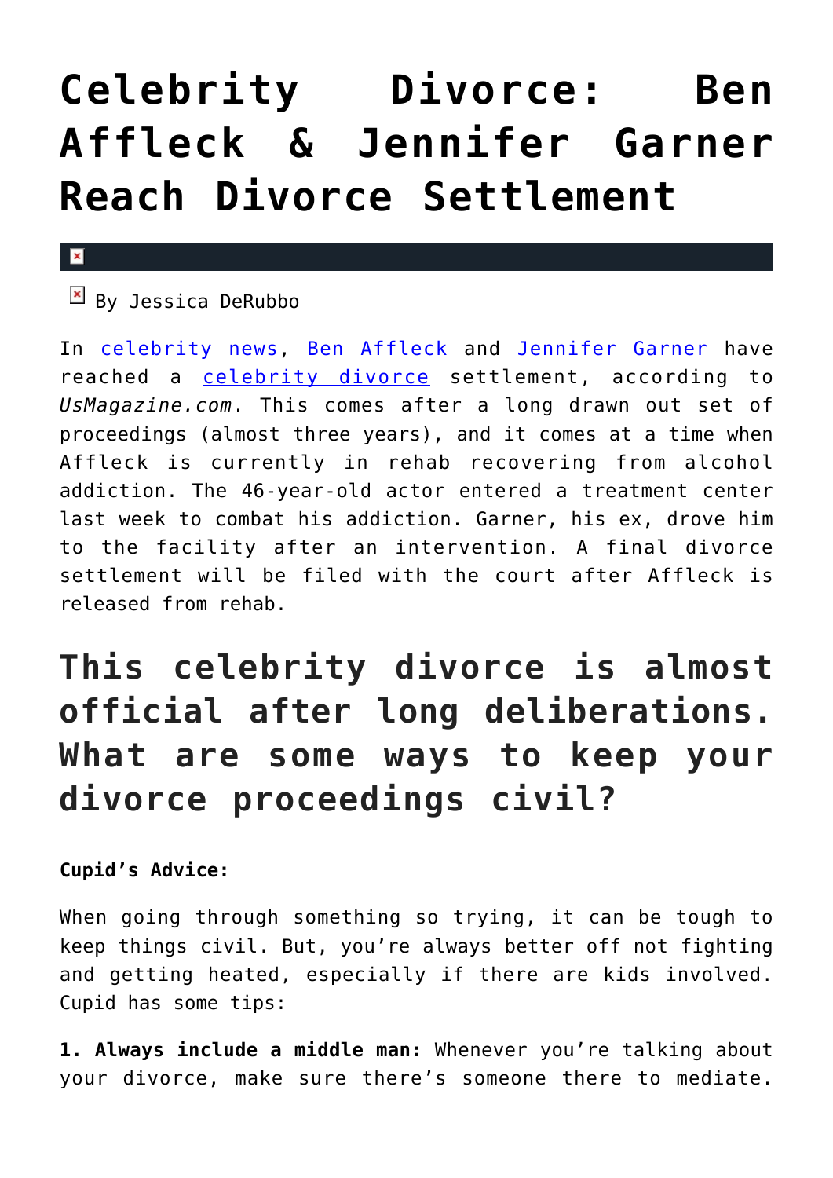# Celebrity Divorce: Ben Affleck & Jennifer Garner Reach Divorce Settlement

By Jessica DeRubbo

In celebrity news, Ben Affleck and Jennifer Garner have reached a celebrity divorce settlement, according to *UsMagazine.com*. This comes after a long drawn out set of proceedings (almost three years), and it comes at a time when Affleck is currently in rehab recovering from alcohol addiction. The 46-year-old actor entered a treatment center last week to combat his addiction. Garner, his ex, drove him to the facility after an intervention. A final divorce settlement will be filed with the court after Affleck is released from rehab.

## This celebrity divorce is almost official after long deliberations. What are some ways to keep your divorce proceedings civil?

**Cupid's Advice:**

When going through something so trying, it can be tough to keep things civil. But, you're always better off not fighting and getting heated, especially if there are kids involved. Cupid has some tips:

**1. Always include a middle man:** Whenever you're talking about your divorce, make sure there's someone there to mediate.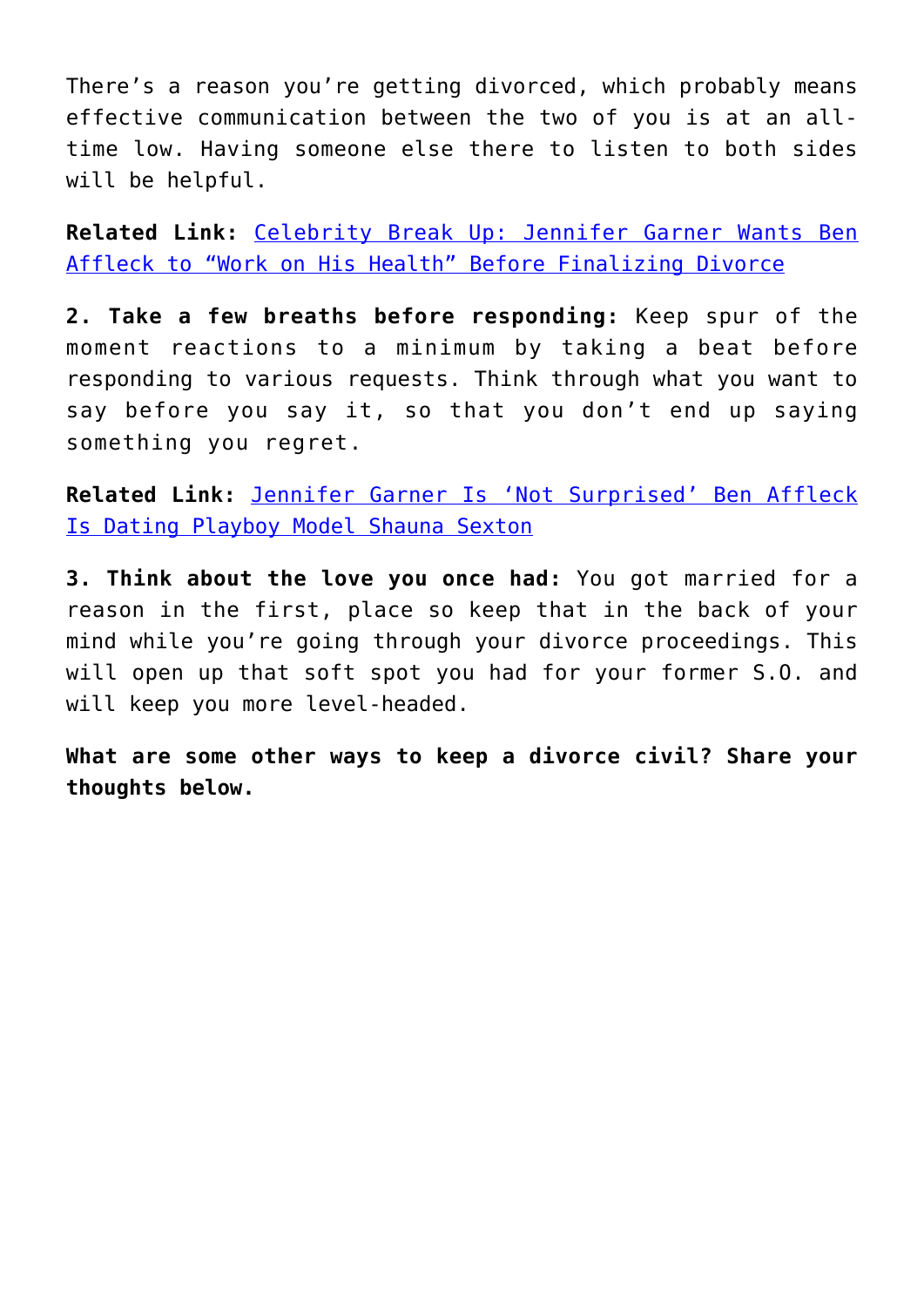There's a reason you're getting divorced, which probably means effective communication between the two of you is at an all-time low. Having someone else there to listen to both sides will be helpful.

**Related Link:** [Celebrity Break Up: Jennifer Garner Wants Ben Affleck to "Work on His Health" Before Finalizing Divorce]()

**2. Take a few breaths before responding:** Keep spur of the moment reactions to a minimum by taking a beat before responding to various requests. Think through what you want to say before you say it, so that you don't end up saying something you regret.

**Related Link:** [Jennifer Garner Is 'Not Surprised' Ben Affleck Is Dating Playboy Model Shauna Sexton]()

**3. Think about the love you once had:** You got married for a reason in the first, place so keep that in the back of your mind while you're going through your divorce proceedings. This will open up that soft spot you had for your former S.O. and will keep you more level-headed.

**What are some other ways to keep a divorce civil? Share your thoughts below.**